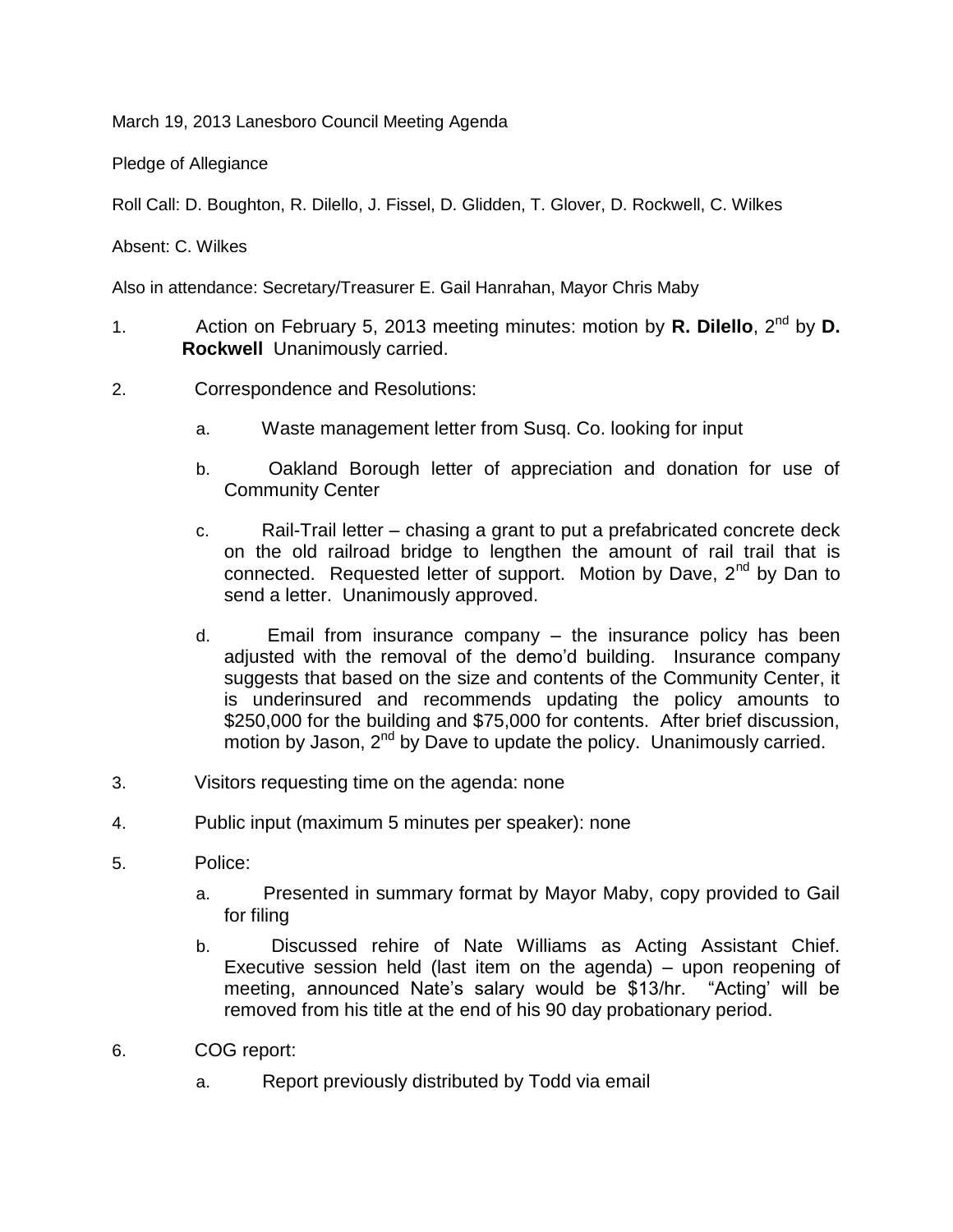March 19, 2013 Lanesboro Council Meeting Agenda

Pledge of Allegiance

Roll Call: D. Boughton, R. Dilello, J. Fissel, D. Glidden, T. Glover, D. Rockwell, C. Wilkes

Absent: C. Wilkes

Also in attendance: Secretary/Treasurer E. Gail Hanrahan, Mayor Chris Maby

1. Action on February 5, 2013 meeting minutes: motion by **R. Dilello**, 2nd by **D. Rockwell** Unanimously carried.

2. Correspondence and Resolutions:

   a. Waste management letter from Susq. Co. looking for input

   b. Oakland Borough letter of appreciation and donation for use of Community Center

   c. Rail-Trail letter – chasing a grant to put a prefabricated concrete deck on the old railroad bridge to lengthen the amount of rail trail that is connected. Requested letter of support. Motion by Dave, 2nd by Dan to send a letter. Unanimously approved.

   d. Email from insurance company – the insurance policy has been adjusted with the removal of the demo'd building. Insurance company suggests that based on the size and contents of the Community Center, it is underinsured and recommends updating the policy amounts to $250,000 for the building and $75,000 for contents. After brief discussion, motion by Jason, 2nd by Dave to update the policy. Unanimously carried.

3. Visitors requesting time on the agenda: none

4. Public input (maximum 5 minutes per speaker): none

5. Police:

   a. Presented in summary format by Mayor Maby, copy provided to Gail for filing

   b. Discussed rehire of Nate Williams as Acting Assistant Chief. Executive session held (last item on the agenda) – upon reopening of meeting, announced Nate's salary would be $13/hr. "Acting' will be removed from his title at the end of his 90 day probationary period.

6. COG report:

   a. Report previously distributed by Todd via email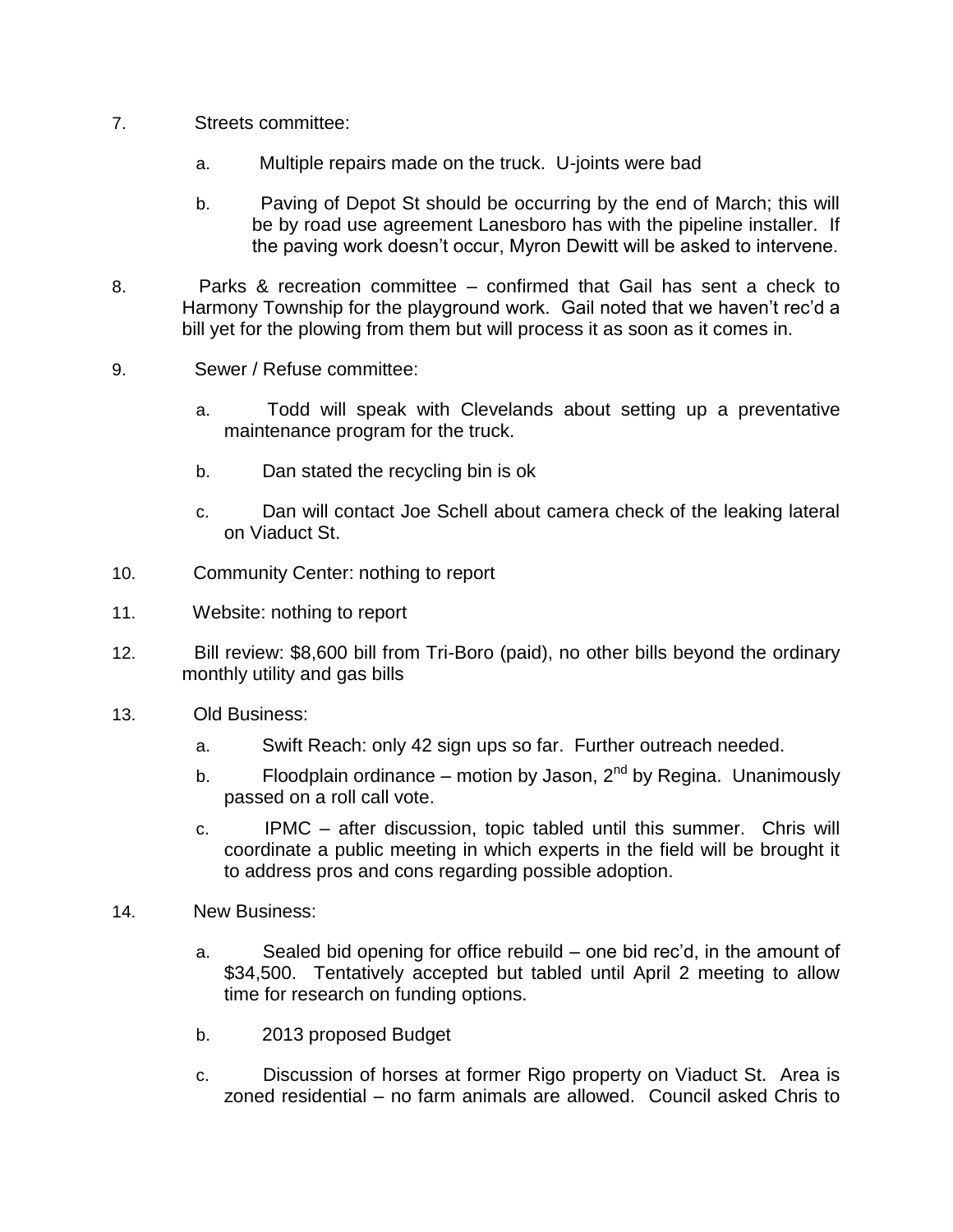7. Streets committee:

   a. Multiple repairs made on the truck. U-joints were bad

   b. Paving of Depot St should be occurring by the end of March; this will be by road use agreement Lanesboro has with the pipeline installer. If the paving work doesn't occur, Myron Dewitt will be asked to intervene.

8. Parks & recreation committee – confirmed that Gail has sent a check to Harmony Township for the playground work. Gail noted that we haven't rec'd a bill yet for the plowing from them but will process it as soon as it comes in.

9. Sewer / Refuse committee:

   a. Todd will speak with Clevelands about setting up a preventative maintenance program for the truck.

   b. Dan stated the recycling bin is ok

   c. Dan will contact Joe Schell about camera check of the leaking lateral on Viaduct St.

10. Community Center: nothing to report

11. Website: nothing to report

12. Bill review: $8,600 bill from Tri-Boro (paid), no other bills beyond the ordinary monthly utility and gas bills

13. Old Business:

   a. Swift Reach: only 42 sign ups so far. Further outreach needed.

   b. Floodplain ordinance – motion by Jason, 2nd by Regina. Unanimously passed on a roll call vote.

   c. IPMC – after discussion, topic tabled until this summer. Chris will coordinate a public meeting in which experts in the field will be brought it to address pros and cons regarding possible adoption.

14. New Business:

   a. Sealed bid opening for office rebuild – one bid rec'd, in the amount of $34,500. Tentatively accepted but tabled until April 2 meeting to allow time for research on funding options.

   b. 2013 proposed Budget

   c. Discussion of horses at former Rigo property on Viaduct St. Area is zoned residential – no farm animals are allowed. Council asked Chris to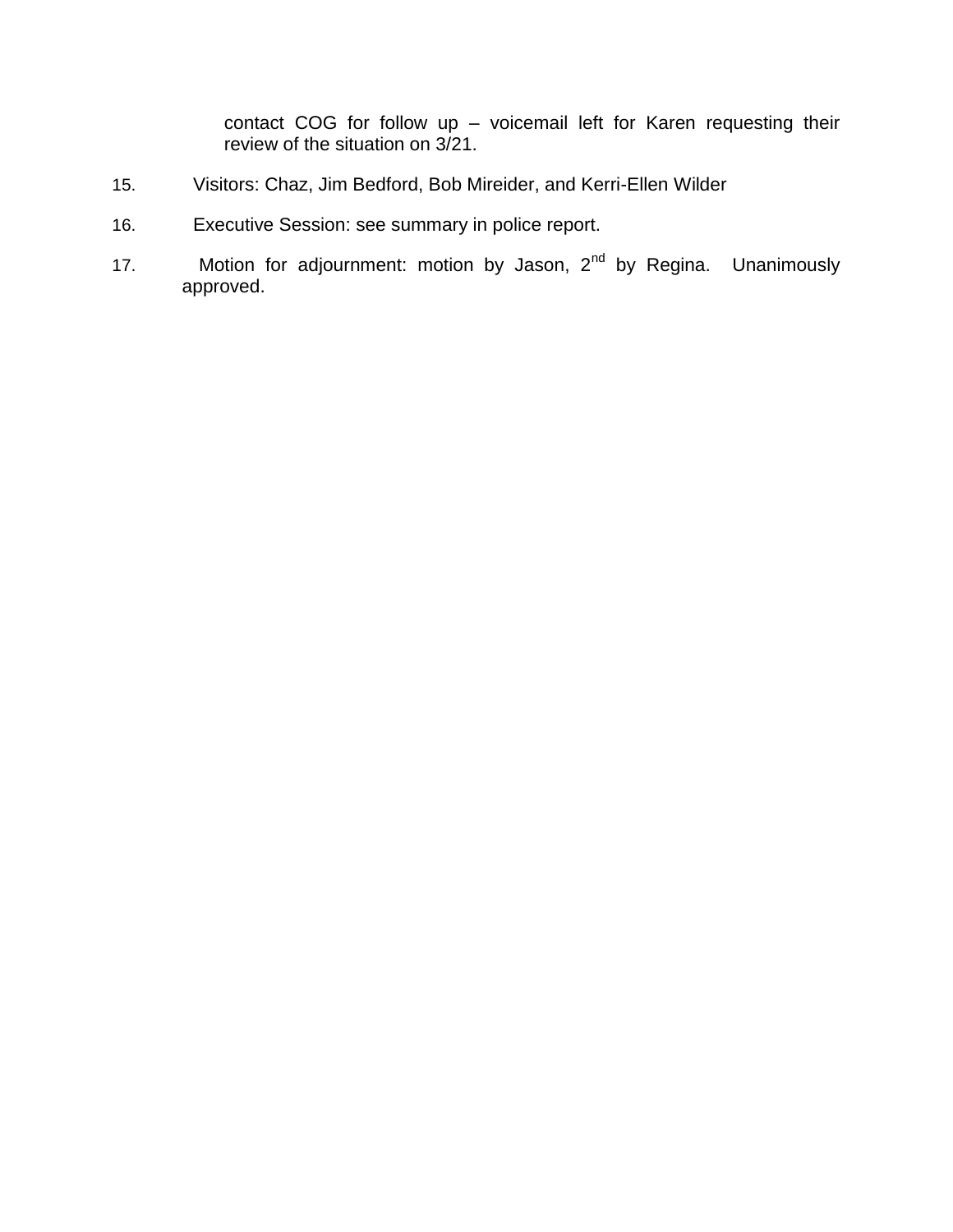contact COG for follow up – voicemail left for Karen requesting their review of the situation on 3/21.

15. Visitors: Chaz, Jim Bedford, Bob Mireider, and Kerri-Ellen Wilder

16. Executive Session: see summary in police report.

17. Motion for adjournment: motion by Jason, 2nd by Regina. Unanimously approved.